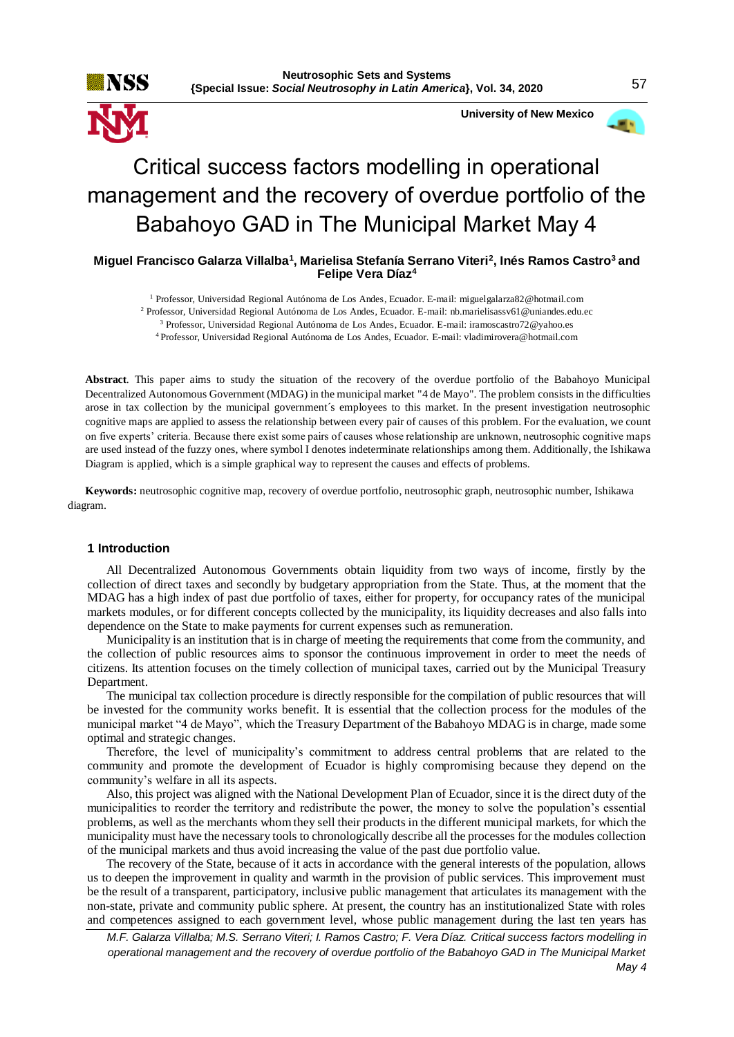# Critical success factors modelling in operational management and the recovery of overdue portfolio of the Babahoyo GAD in The Municipal Market May 4

**Miguel Francisco Galarza Villalba[1], Marielisa Stefanía Serrano Viteri[2], Inés Ramos Castro[3] and Felipe Vera Díaz[4]**

[1] Professor, Universidad Regional Autónoma de Los Andes, Ecuador. E-mail: miguelgalarza82@hotmail.com

[2] Professor, Universidad Regional Autónoma de Los Andes, Ecuador. E-mail: nb.marielisassv61@uniandes.edu.ec

[3] Professor, Universidad Regional Autónoma de Los Andes, Ecuador. E-mail: iramoscastro72@yahoo.es

[4] Professor, Universidad Regional Autónoma de Los Andes, Ecuador. E-mail: vladimirovera@hotmail.com

**Abstract**. This paper aims to study the situation of the recovery of the overdue portfolio of the Babahoyo Municipal Decentralized Autonomous Government (MDAG) in the municipal market "4 de Mayo". The problem consists in the difficulties arose in tax collection by the municipal government´s employees to this market. In the present investigation neutrosophic cognitive maps are applied to assess the relationship between every pair of causes of this problem. For the evaluation, we count on five experts' criteria. Because there exist some pairs of causes whose relationship are unknown, neutrosophic cognitive maps are used instead of the fuzzy ones, where symbol I denotes indeterminate relationships among them. Additionally, the Ishikawa Diagram is applied, which is a simple graphical way to represent the causes and effects of problems.

**Keywords:** neutrosophic cognitive map, recovery of overdue portfolio, neutrosophic graph, neutrosophic number, Ishikawa diagram.

## 1 Introduction

All Decentralized Autonomous Governments obtain liquidity from two ways of income, firstly by the collection of direct taxes and secondly by budgetary appropriation from the State. Thus, at the moment that the MDAG has a high index of past due portfolio of taxes, either for property, for occupancy rates of the municipal markets modules, or for different concepts collected by the municipality, its liquidity decreases and also falls into dependence on the State to make payments for current expenses such as remuneration.

Municipality is an institution that is in charge of meeting the requirements that come from the community, and the collection of public resources aims to sponsor the continuous improvement in order to meet the needs of citizens. Its attention focuses on the timely collection of municipal taxes, carried out by the Municipal Treasury Department.

The municipal tax collection procedure is directly responsible for the compilation of public resources that will be invested for the community works benefit. It is essential that the collection process for the modules of the municipal market "4 de Mayo", which the Treasury Department of the Babahoyo MDAG is in charge, made some optimal and strategic changes.

Therefore, the level of municipality's commitment to address central problems that are related to the community and promote the development of Ecuador is highly compromising because they depend on the community's welfare in all its aspects.

Also, this project was aligned with the National Development Plan of Ecuador, since it is the direct duty of the municipalities to reorder the territory and redistribute the power, the money to solve the population's essential problems, as well as the merchants whom they sell their products in the different municipal markets, for which the municipality must have the necessary tools to chronologically describe all the processes for the modules collection of the municipal markets and thus avoid increasing the value of the past due portfolio value.

The recovery of the State, because of it acts in accordance with the general interests of the population, allows us to deepen the improvement in quality and warmth in the provision of public services. This improvement must be the result of a transparent, participatory, inclusive public management that articulates its management with the non-state, private and community public sphere. At present, the country has an institutionalized State with roles and competences assigned to each government level, whose public management during the last ten years has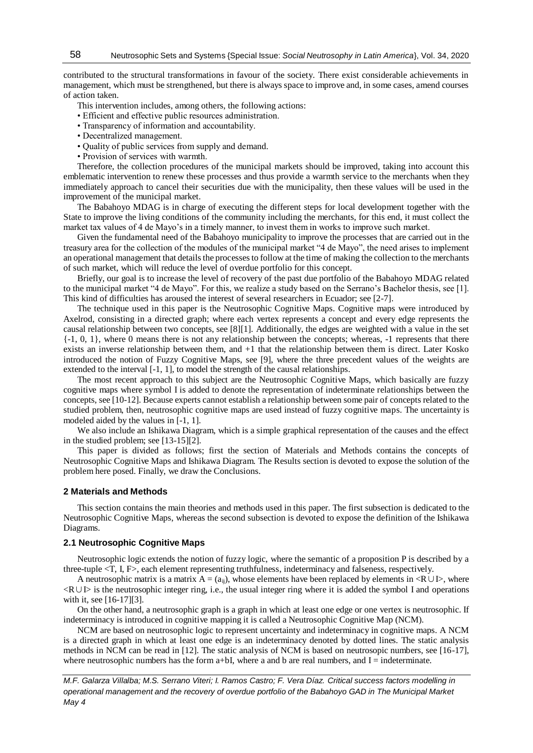contributed to the structural transformations in favour of the society. There exist considerable achievements in management, which must be strengthened, but there is always space to improve and, in some cases, amend courses of action taken.

This intervention includes, among others, the following actions:

- Efficient and effective public resources administration.
- Transparency of information and accountability.
- Decentralized management.
- Quality of public services from supply and demand.
- Provision of services with warmth.

Therefore, the collection procedures of the municipal markets should be improved, taking into account this emblematic intervention to renew these processes and thus provide a warmth service to the merchants when they immediately approach to cancel their securities due with the municipality, then these values will be used in the improvement of the municipal market.

The Babahoyo MDAG is in charge of executing the different steps for local development together with the State to improve the living conditions of the community including the merchants, for this end, it must collect the market tax values of 4 de Mayo's in a timely manner, to invest them in works to improve such market.

Given the fundamental need of the Babahoyo municipality to improve the processes that are carried out in the treasury area for the collection of the modules of the municipal market "4 de Mayo", the need arises to implement an operational management that details the processes to follow at the time of making the collection to the merchants of such market, which will reduce the level of overdue portfolio for this concept.

Briefly, our goal is to increase the level of recovery of the past due portfolio of the Babahoyo MDAG related to the municipal market "4 de Mayo". For this, we realize a study based on the Serrano's Bachelor thesis, see [1]. This kind of difficulties has aroused the interest of several researchers in Ecuador; see [2-7].

The technique used in this paper is the Neutrosophic Cognitive Maps. Cognitive maps were introduced by Axelrod, consisting in a directed graph; where each vertex represents a concept and every edge represents the causal relationship between two concepts, see [8][1]. Additionally, the edges are weighted with a value in the set {-1, 0, 1}, where 0 means there is not any relationship between the concepts; whereas, -1 represents that there exists an inverse relationship between them, and +1 that the relationship between them is direct. Later Kosko introduced the notion of Fuzzy Cognitive Maps, see [9], where the three precedent values of the weights are extended to the interval [-1, 1], to model the strength of the causal relationships.

The most recent approach to this subject are the Neutrosophic Cognitive Maps, which basically are fuzzy cognitive maps where symbol I is added to denote the representation of indeterminate relationships between the concepts, see [10-12]. Because experts cannot establish a relationship between some pair of concepts related to the studied problem, then, neutrosophic cognitive maps are used instead of fuzzy cognitive maps. The uncertainty is modeled aided by the values in [-1, 1].

We also include an Ishikawa Diagram, which is a simple graphical representation of the causes and the effect in the studied problem; see [13-15][2].

This paper is divided as follows; first the section of Materials and Methods contains the concepts of Neutrosophic Cognitive Maps and Ishikawa Diagram. The Results section is devoted to expose the solution of the problem here posed. Finally, we draw the Conclusions.

## 2 Materials and Methods

This section contains the main theories and methods used in this paper. The first subsection is dedicated to the Neutrosophic Cognitive Maps, whereas the second subsection is devoted to expose the definition of the Ishikawa Diagrams.

### 2.1 Neutrosophic Cognitive Maps

Neutrosophic logic extends the notion of fuzzy logic, where the semantic of a proposition P is described by a three-tuple <T, I, F>, each element representing truthfulness, indeterminacy and falseness, respectively.

A neutrosophic matrix is a matrix $A = (a_{ij})$, whose elements have been replaced by elements in $\langle R \cup I \rangle$, where $\langle R \cup I \rangle$ is the neutrosophic integer ring, i.e., the usual integer ring where it is added the symbol I and operations with it, see [16-17][3].

On the other hand, a neutrosophic graph is a graph in which at least one edge or one vertex is neutrosophic. If indeterminacy is introduced in cognitive mapping it is called a Neutrosophic Cognitive Map (NCM).

NCM are based on neutrosophic logic to represent uncertainty and indeterminacy in cognitive maps. A NCM is a directed graph in which at least one edge is an indeterminacy denoted by dotted lines. The static analysis methods in NCM can be read in [12]. The static analysis of NCM is based on neutrosopic numbers, see [16-17], where neutrosophic numbers has the form $a+bI$, where a and b are real numbers, and I = indeterminate.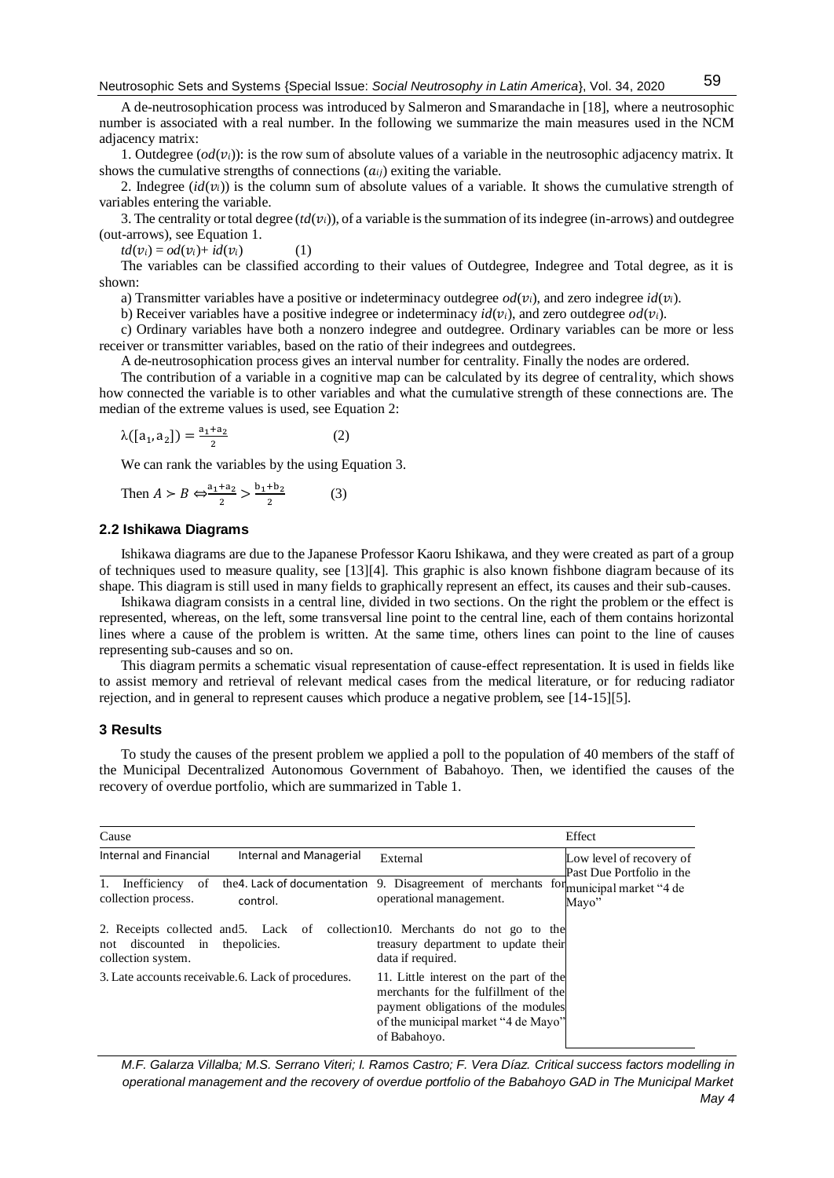A de-neutrosophication process was introduced by Salmeron and Smarandache in [18], where a neutrosophic number is associated with a real number. In the following we summarize the main measures used in the NCM adjacency matrix:

1. Outdegree ($od(v_i)$): is the row sum of absolute values of a variable in the neutrosophic adjacency matrix. It shows the cumulative strengths of connections ($a_{ij}$) exiting the variable.

2. Indegree ($id(v_i)$) is the column sum of absolute values of a variable. It shows the cumulative strength of variables entering the variable.

3. The centrality or total degree ($td(v_i)$), of a variable is the summation of its indegree (in-arrows) and outdegree (out-arrows), see Equation 1.

$$td(v_i) = od(v_i) + id(v_i) \qquad (1)$$

The variables can be classified according to their values of Outdegree, Indegree and Total degree, as it is shown:

a) Transmitter variables have a positive or indeterminacy outdegree $od(v_i)$, and zero indegree $id(v_i)$.

b) Receiver variables have a positive indegree or indeterminacy $id(v_i)$, and zero outdegree $od(v_i)$.

c) Ordinary variables have both a nonzero indegree and outdegree. Ordinary variables can be more or less receiver or transmitter variables, based on the ratio of their indegrees and outdegrees.

A de-neutrosophication process gives an interval number for centrality. Finally the nodes are ordered.

The contribution of a variable in a cognitive map can be calculated by its degree of centrality, which shows how connected the variable is to other variables and what the cumulative strength of these connections are. The median of the extreme values is used, see Equation 2:

$$\lambda([a_1, a_2]) = \frac{a_1 + a_2}{2} \qquad (2)$$

We can rank the variables by the using Equation 3.

$$\text{Then } A \succ B \Leftrightarrow \frac{a_1 + a_2}{2} > \frac{b_1 + b_2}{2} \qquad (3)$$

## 2.2 Ishikawa Diagrams

Ishikawa diagrams are due to the Japanese Professor Kaoru Ishikawa, and they were created as part of a group of techniques used to measure quality, see [13][4]. This graphic is also known fishbone diagram because of its shape. This diagram is still used in many fields to graphically represent an effect, its causes and their sub-causes.

Ishikawa diagram consists in a central line, divided in two sections. On the right the problem or the effect is represented, whereas, on the left, some transversal line point to the central line, each of them contains horizontal lines where a cause of the problem is written. At the same time, others lines can point to the line of causes representing sub-causes and so on.

This diagram permits a schematic visual representation of cause-effect representation. It is used in fields like to assist memory and retrieval of relevant medical cases from the medical literature, or for reducing radiator rejection, and in general to represent causes which produce a negative problem, see [14-15][5].

## 3 Results

To study the causes of the present problem we applied a poll to the population of 40 members of the staff of the Municipal Decentralized Autonomous Government of Babahoyo. Then, we identified the causes of the recovery of overdue portfolio, which are summarized in Table 1.

| Cause | | | Effect |
|---|---|---|---|
| Internal and Financial | Internal and Managerial | External | Low level of recovery of Past Due Portfolio in the municipal market "4 de Mayo" |
| 1. Inefficiency of the collection process. | 4. Lack of documentation control. | 9. Disagreement of merchants for operational management. | |
| 2. Receipts collected and not discounted in the collection system. | 5. Lack of collection policies. | 10. Merchants do not go to the treasury department to update their data if required. | |
| 3. Late accounts receivable. | 6. Lack of procedures. | 11. Little interest on the part of the merchants for the fulfillment of the payment obligations of the modules of the municipal market "4 de Mayo" of Babahoyo. | |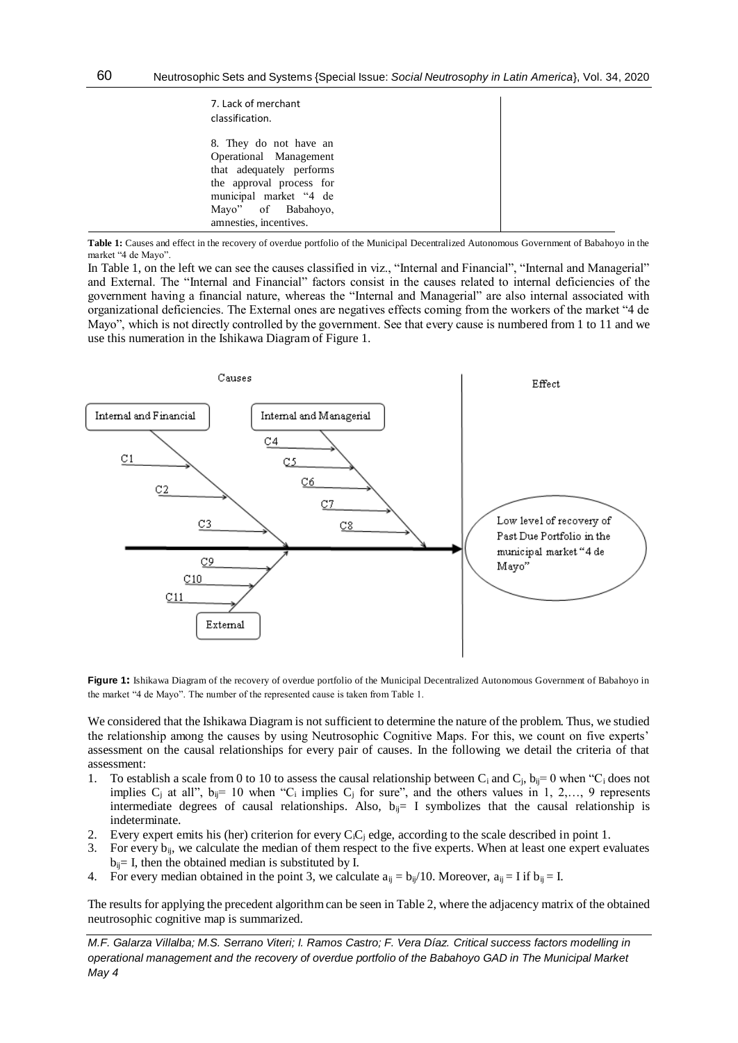| | |
|---|---|
| 7. Lack of merchant classification. | |
| 8. They do not have an Operational Management that adequately performs the approval process for municipal market "4 de Mayo" of Babahoyo, amnesties, incentives. | |

**Table 1:** Causes and effect in the recovery of overdue portfolio of the Municipal Decentralized Autonomous Government of Babahoyo in the market "4 de Mayo".

In Table 1, on the left we can see the causes classified in viz., "Internal and Financial", "Internal and Managerial" and External. The "Internal and Financial" factors consist in the causes related to internal deficiencies of the government having a financial nature, whereas the "Internal and Managerial" are also internal associated with organizational deficiencies. The External ones are negatives effects coming from the workers of the market "4 de Mayo", which is not directly controlled by the government. See that every cause is numbered from 1 to 11 and we use this numeration in the Ishikawa Diagram of Figure 1.

**Figure 1:** Ishikawa Diagram of the recovery of overdue portfolio of the Municipal Decentralized Autonomous Government of Babahoyo in the market "4 de Mayo". The number of the represented cause is taken from Table 1.

We considered that the Ishikawa Diagram is not sufficient to determine the nature of the problem. Thus, we studied the relationship among the causes by using Neutrosophic Cognitive Maps. For this, we count on five experts' assessment on the causal relationships for every pair of causes. In the following we detail the criteria of that assessment:

1. To establish a scale from 0 to 10 to assess the causal relationship between $C_i$ and $C_j$, $b_{ij}= 0$ when "$C_i$ does not implies $C_j$ at all", $b_{ij}= 10$ when "$C_i$ implies $C_j$ for sure", and the others values in 1, 2,…, 9 represents intermediate degrees of causal relationships. Also, $b_{ij}=$ I symbolizes that the causal relationship is indeterminate.
2. Every expert emits his (her) criterion for every $C_iC_j$ edge, according to the scale described in point 1.
3. For every $b_{ij}$, we calculate the median of them respect to the five experts. When at least one expert evaluates $b_{ij}=$ I, then the obtained median is substituted by I.
4. For every median obtained in the point 3, we calculate $a_{ij} = b_{ij}/10$. Moreover, $a_{ij} =$ I if $b_{ij} =$ I.

The results for applying the precedent algorithm can be seen in Table 2, where the adjacency matrix of the obtained neutrosophic cognitive map is summarized.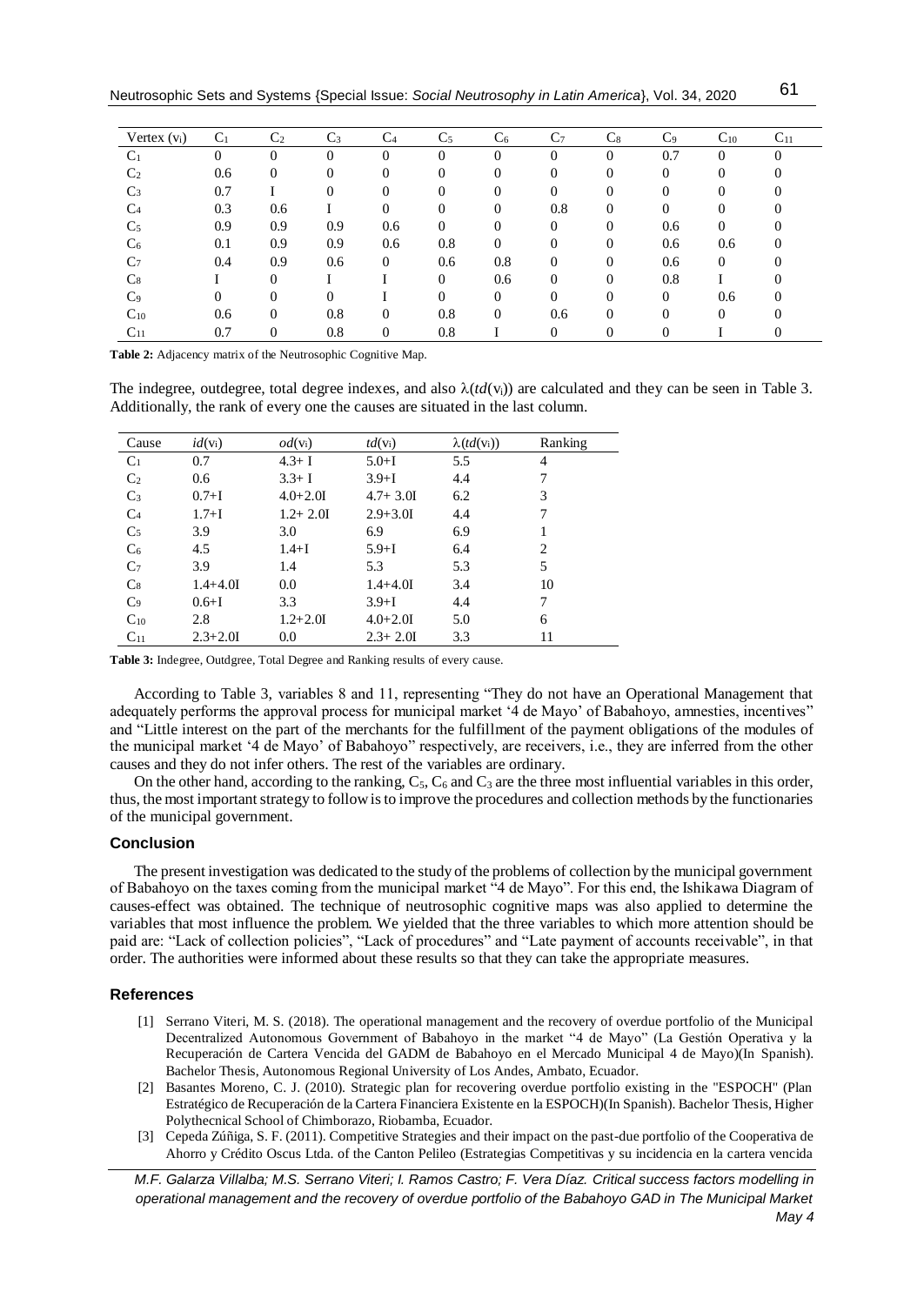| Vertex ($v_i$) | $C_1$ | $C_2$ | $C_3$ | $C_4$ | $C_5$ | $C_6$ | $C_7$ | $C_8$ | $C_9$ | $C_{10}$ | $C_{11}$ |
|---|---|---|---|---|---|---|---|---|---|---|---|
| $C_1$ | 0 | 0 | 0 | 0 | 0 | 0 | 0 | 0 | 0.7 | 0 | 0 |
| $C_2$ | 0.6 | 0 | 0 | 0 | 0 | 0 | 0 | 0 | 0 | 0 | 0 |
| $C_3$ | 0.7 | I | 0 | 0 | 0 | 0 | 0 | 0 | 0 | 0 | 0 |
| $C_4$ | 0.3 | 0.6 | I | 0 | 0 | 0 | 0.8 | 0 | 0 | 0 | 0 |
| $C_5$ | 0.9 | 0.9 | 0.9 | 0.6 | 0 | 0 | 0 | 0 | 0.6 | 0 | 0 |
| $C_6$ | 0.1 | 0.9 | 0.9 | 0.6 | 0.8 | 0 | 0 | 0 | 0.6 | 0.6 | 0 |
| $C_7$ | 0.4 | 0.9 | 0.6 | 0 | 0.6 | 0.8 | 0 | 0 | 0.6 | 0 | 0 |
| $C_8$ | I | 0 | I | I | 0 | 0.6 | 0 | 0 | 0.8 | I | 0 |
| $C_9$ | 0 | 0 | 0 | I | 0 | 0 | 0 | 0 | 0 | 0.6 | 0 |
| $C_{10}$ | 0.6 | 0 | 0.8 | 0 | 0.8 | 0 | 0.6 | 0 | 0 | 0 | 0 |
| $C_{11}$ | 0.7 | 0 | 0.8 | 0 | 0.8 | I | 0 | 0 | 0 | I | 0 |

**Table 2:** Adjacency matrix of the Neutrosophic Cognitive Map.

The indegree, outdegree, total degree indexes, and also $\lambda(td(v_i))$ are calculated and they can be seen in Table 3. Additionally, the rank of every one the causes are situated in the last column.

| Cause | $id(v_i)$ | $od(v_i)$ | $td(v_i)$ | $\lambda(td(v_i))$ | Ranking |
|---|---|---|---|---|---|
| $C_1$ | 0.7 | 4.3+ I | 5.0+I | 5.5 | 4 |
| $C_2$ | 0.6 | 3.3+ I | 3.9+I | 4.4 | 7 |
| $C_3$ | 0.7+I | 4.0+2.0I | 4.7+ 3.0I | 6.2 | 3 |
| $C_4$ | 1.7+I | 1.2+ 2.0I | 2.9+3.0I | 4.4 | 7 |
| $C_5$ | 3.9 | 3.0 | 6.9 | 6.9 | 1 |
| $C_6$ | 4.5 | 1.4+I | 5.9+I | 6.4 | 2 |
| $C_7$ | 3.9 | 1.4 | 5.3 | 5.3 | 5 |
| $C_8$ | 1.4+4.0I | 0.0 | 1.4+4.0I | 3.4 | 10 |
| $C_9$ | 0.6+I | 3.3 | 3.9+I | 4.4 | 7 |
| $C_{10}$ | 2.8 | 1.2+2.0I | 4.0+2.0I | 5.0 | 6 |
| $C_{11}$ | 2.3+2.0I | 0.0 | 2.3+ 2.0I | 3.3 | 11 |

**Table 3:** Indegree, Outdgree, Total Degree and Ranking results of every cause.

According to Table 3, variables 8 and 11, representing "They do not have an Operational Management that adequately performs the approval process for municipal market '4 de Mayo' of Babahoyo, amnesties, incentives" and "Little interest on the part of the merchants for the fulfillment of the payment obligations of the modules of the municipal market '4 de Mayo' of Babahoyo" respectively, are receivers, i.e., they are inferred from the other causes and they do not infer others. The rest of the variables are ordinary.

On the other hand, according to the ranking, $C_5$, $C_6$ and $C_3$ are the three most influential variables in this order, thus, the most important strategy to follow is to improve the procedures and collection methods by the functionaries of the municipal government.

## Conclusion

The present investigation was dedicated to the study of the problems of collection by the municipal government of Babahoyo on the taxes coming from the municipal market "4 de Mayo". For this end, the Ishikawa Diagram of causes-effect was obtained. The technique of neutrosophic cognitive maps was also applied to determine the variables that most influence the problem. We yielded that the three variables to which more attention should be paid are: "Lack of collection policies", "Lack of procedures" and "Late payment of accounts receivable", in that order. The authorities were informed about these results so that they can take the appropriate measures.

## References

[1] Serrano Viteri, M. S. (2018). The operational management and the recovery of overdue portfolio of the Municipal Decentralized Autonomous Government of Babahoyo in the market "4 de Mayo" (La Gestión Operativa y la Recuperación de Cartera Vencida del GADM de Babahoyo en el Mercado Municipal 4 de Mayo)(In Spanish). Bachelor Thesis, Autonomous Regional University of Los Andes, Ambato, Ecuador.

[2] Basantes Moreno, C. J. (2010). Strategic plan for recovering overdue portfolio existing in the "ESPOCH" (Plan Estratégico de Recuperación de la Cartera Financiera Existente en la ESPOCH)(In Spanish). Bachelor Thesis, Higher Polythecnical School of Chimborazo, Riobamba, Ecuador.

[3] Cepeda Zúñiga, S. F. (2011). Competitive Strategies and their impact on the past-due portfolio of the Cooperativa de Ahorro y Crédito Oscus Ltda. of the Canton Pelileo (Estrategias Competitivas y su incidencia en la cartera vencida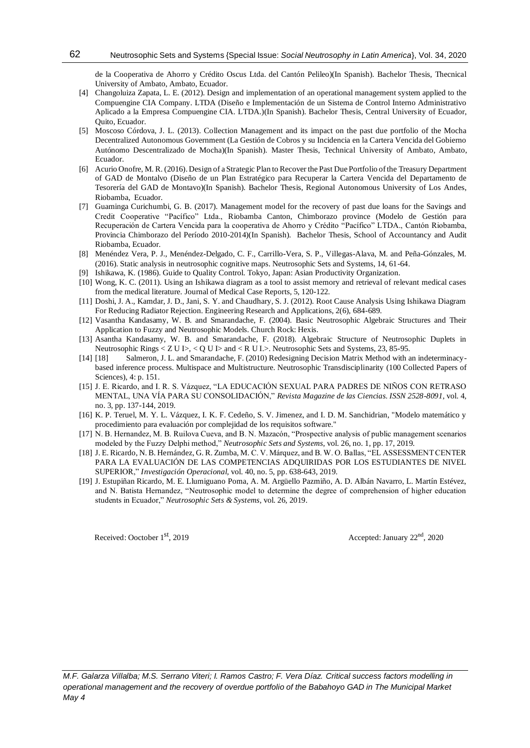de la Cooperativa de Ahorro y Crédito Oscus Ltda. del Cantón Pelileo)(In Spanish). Bachelor Thesis, Thecnical University of Ambato, Ambato, Ecuador.

[4] Changoluiza Zapata, L. E. (2012). Design and implementation of an operational management system applied to the Compuengine CIA Company. LTDA (Diseño e Implementación de un Sistema de Control Interno Administrativo Aplicado a la Empresa Compuengine CIA. LTDA.)(In Spanish). Bachelor Thesis, Central University of Ecuador, Quito, Ecuador.

[5] Moscoso Córdova, J. L. (2013). Collection Management and its impact on the past due portfolio of the Mocha Decentralized Autonomous Government (La Gestión de Cobros y su Incidencia en la Cartera Vencida del Gobierno Autónomo Descentralizado de Mocha)(In Spanish). Master Thesis, Technical University of Ambato, Ambato, Ecuador.

[6] Acurio Onofre, M. R. (2016). Design of a Strategic Plan to Recover the Past Due Portfolio of the Treasury Department of GAD de Montalvo (Diseño de un Plan Estratégico para Recuperar la Cartera Vencida del Departamento de Tesorería del GAD de Montavo)(In Spanish). Bachelor Thesis, Regional Autonomous University of Los Andes, Riobamba, Ecuador.

[7] Guaminga Curichumbi, G. B. (2017). Management model for the recovery of past due loans for the Savings and Credit Cooperative "Pacífico" Ltda., Riobamba Canton, Chimborazo province (Modelo de Gestión para Recuperación de Cartera Vencida para la cooperativa de Ahorro y Crédito "Pacífico" LTDA., Cantón Riobamba, Provincia Chimborazo del Período 2010-2014)(In Spanish). Bachelor Thesis, School of Accountancy and Audit Riobamba, Ecuador.

[8] Menéndez Vera, P. J., Menéndez-Delgado, C. F., Carrillo-Vera, S. P., Villegas-Alava, M. and Peña-Gónzales, M. (2016). Static analysis in neutrosophic cognitive maps. Neutrosophic Sets and Systems, 14, 61-64.

[9] Ishikawa, K. (1986). Guide to Quality Control. Tokyo, Japan: Asian Productivity Organization.

[10] Wong, K. C. (2011). Using an Ishikawa diagram as a tool to assist memory and retrieval of relevant medical cases from the medical literature. Journal of Medical Case Reports, 5, 120-122.

[11] Doshi, J. A., Kamdar, J. D., Jani, S. Y. and Chaudhary, S. J. (2012). Root Cause Analysis Using Ishikawa Diagram For Reducing Radiator Rejection. Engineering Research and Applications, 2(6), 684-689.

[12] Vasantha Kandasamy, W. B. and Smarandache, F. (2004). Basic Neutrosophic Algebraic Structures and Their Application to Fuzzy and Neutrosophic Models. Church Rock: Hexis.

[13] Asantha Kandasamy, W. B. and Smarandache, F. (2018). Algebraic Structure of Neutrosophic Duplets in Neutrosophic Rings < Z U I>, < Q U I> and < R U I.>. Neutrosophic Sets and Systems, 23, 85-95.

[14] [18] Salmeron, J. L. and Smarandache, F. (2010) Redesigning Decision Matrix Method with an indeterminacy-based inference process. Multispace and Multistructure. Neutrosophic Transdisciplinarity (100 Collected Papers of Sciences), 4: p. 151.

[15] J. E. Ricardo, and I. R. S. Vázquez, "LA EDUCACIÓN SEXUAL PARA PADRES DE NIÑOS CON RETRASO MENTAL, UNA VÍA PARA SU CONSOLIDACIÓN," *Revista Magazine de las Ciencias. ISSN 2528-8091*, vol. 4, no. 3, pp. 137-144, 2019.

[16] K. P. Teruel, M. Y. L. Vázquez, I. K. F. Cedeño, S. V. Jimenez, and I. D. M. Sanchidrian, "Modelo matemático y procedimiento para evaluación por complejidad de los requisitos software."

[17] N. B. Hernandez, M. B. Ruilova Cueva, and B. N. Mazacón, "Prospective analysis of public management scenarios modeled by the Fuzzy Delphi method," *Neutrosophic Sets and Systems*, vol. 26, no. 1, pp. 17, 2019.

[18] J. E. Ricardo, N. B. Hernández, G. R. Zumba, M. C. V. Márquez, and B. W. O. Ballas, "EL ASSESSMENT CENTER PARA LA EVALUACIÓN DE LAS COMPETENCIAS ADQUIRIDAS POR LOS ESTUDIANTES DE NIVEL SUPERIOR," *Investigación Operacional*, vol. 40, no. 5, pp. 638-643, 2019.

[19] J. Estupiñan Ricardo, M. E. Llumiguano Poma, A. M. Argüello Pazmiño, A. D. Albán Navarro, L. Martín Estévez, and N. Batista Hernandez, "Neutrosophic model to determine the degree of comprehension of higher education students in Ecuador," *Neutrosophic Sets & Systems*, vol. 26, 2019.

Received: Ooctober 1st, 2019 Accepted: January 22nd, 2020